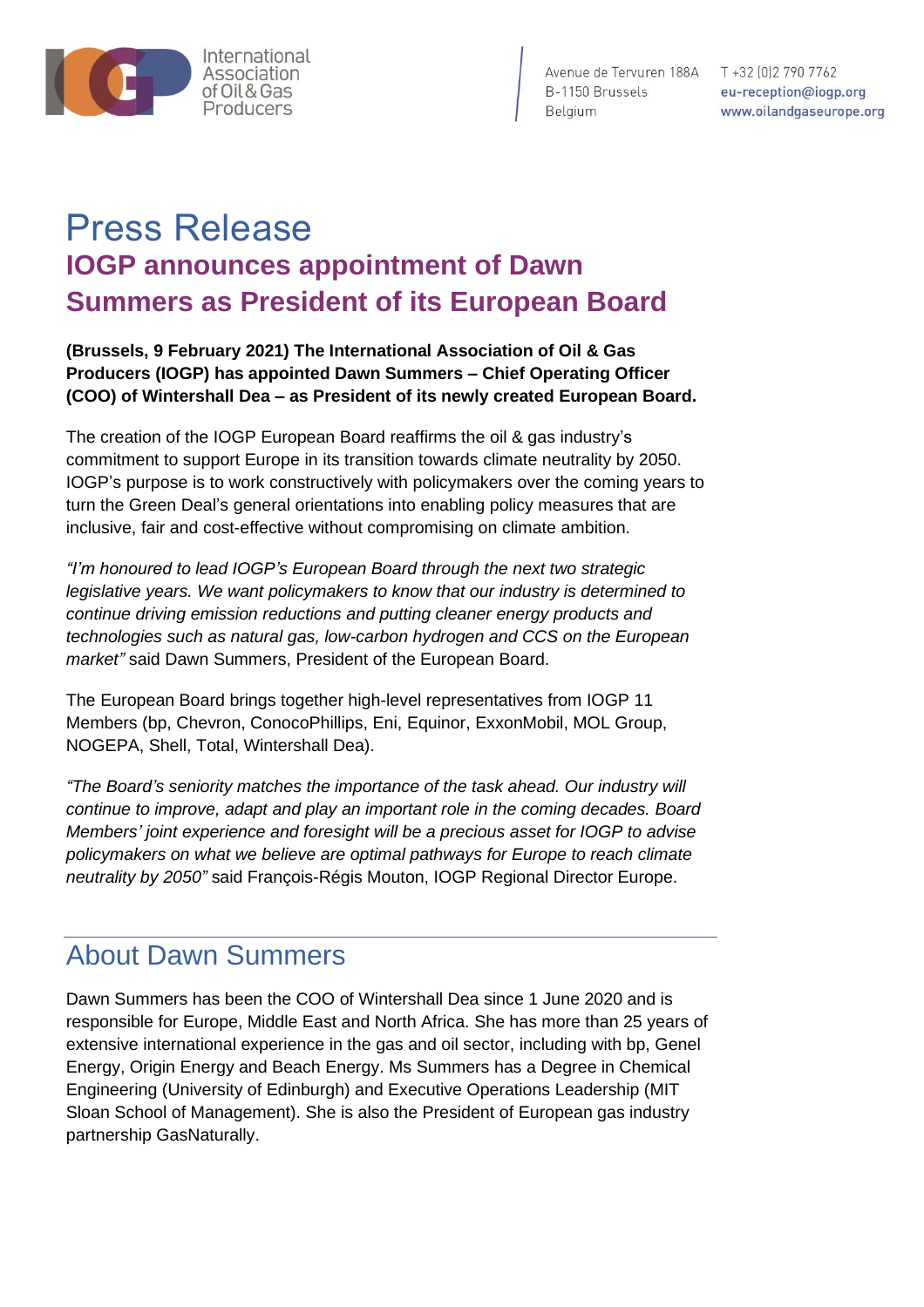International Association of Oil & Gas Producers

Avenue de Tervuren 188A
B-1150 Brussels
Belgium

T +32 (0)2 790 7762
eu-reception@iogp.org
www.oilandgaseurope.org

# Press Release

## IOGP announces appointment of Dawn Summers as President of its European Board

**(Brussels, 9 February 2021) The International Association of Oil & Gas Producers (IOGP) has appointed Dawn Summers – Chief Operating Officer (COO) of Wintershall Dea – as President of its newly created European Board.**

The creation of the IOGP European Board reaffirms the oil & gas industry's commitment to support Europe in its transition towards climate neutrality by 2050. IOGP's purpose is to work constructively with policymakers over the coming years to turn the Green Deal's general orientations into enabling policy measures that are inclusive, fair and cost-effective without compromising on climate ambition.

*"I'm honoured to lead IOGP's European Board through the next two strategic legislative years. We want policymakers to know that our industry is determined to continue driving emission reductions and putting cleaner energy products and technologies such as natural gas, low-carbon hydrogen and CCS on the European market"* said Dawn Summers, President of the European Board.

The European Board brings together high-level representatives from IOGP 11 Members (bp, Chevron, ConocoPhillips, Eni, Equinor, ExxonMobil, MOL Group, NOGEPA, Shell, Total, Wintershall Dea).

*"The Board's seniority matches the importance of the task ahead. Our industry will continue to improve, adapt and play an important role in the coming decades. Board Members' joint experience and foresight will be a precious asset for IOGP to advise policymakers on what we believe are optimal pathways for Europe to reach climate neutrality by 2050"* said François-Régis Mouton, IOGP Regional Director Europe.

## About Dawn Summers

Dawn Summers has been the COO of Wintershall Dea since 1 June 2020 and is responsible for Europe, Middle East and North Africa. She has more than 25 years of extensive international experience in the gas and oil sector, including with bp, Genel Energy, Origin Energy and Beach Energy. Ms Summers has a Degree in Chemical Engineering (University of Edinburgh) and Executive Operations Leadership (MIT Sloan School of Management). She is also the President of European gas industry partnership GasNaturally.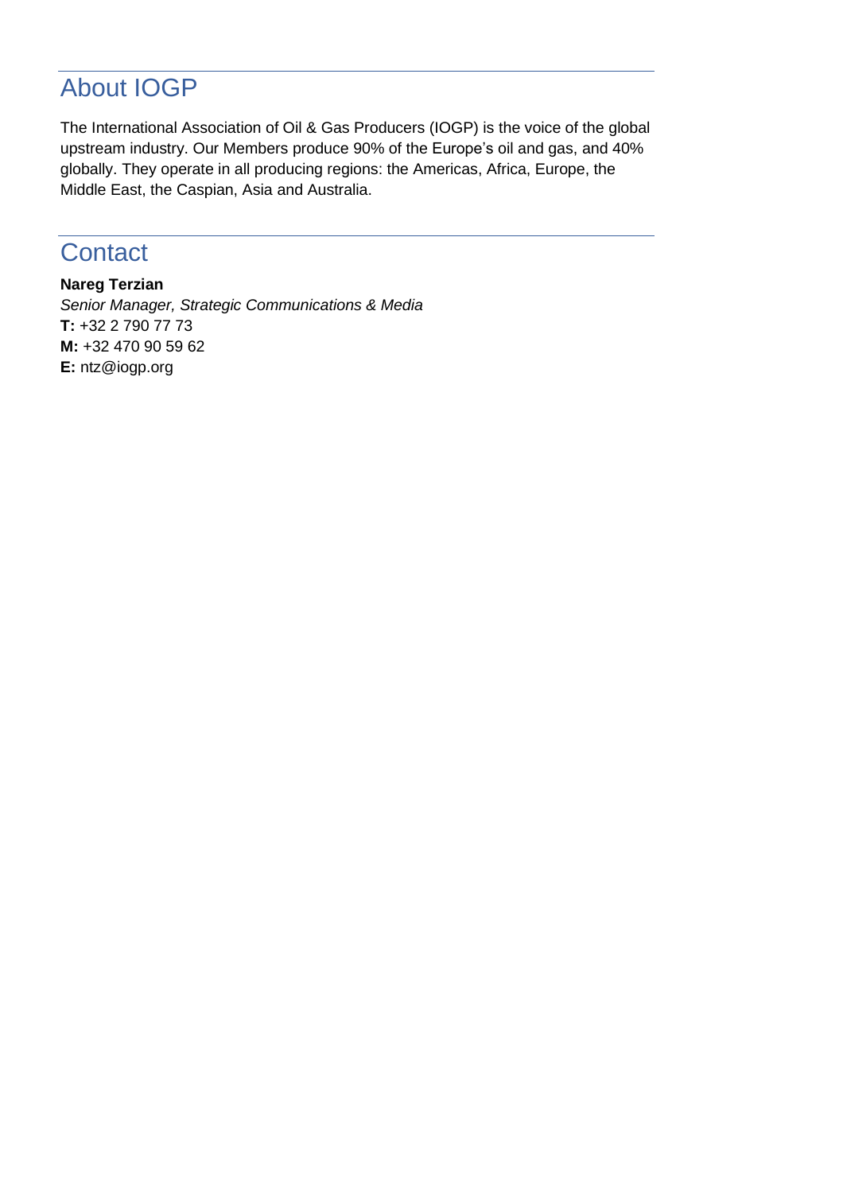## About IOGP

The International Association of Oil & Gas Producers (IOGP) is the voice of the global upstream industry. Our Members produce 90% of the Europe's oil and gas, and 40% globally. They operate in all producing regions: the Americas, Africa, Europe, the Middle East, the Caspian, Asia and Australia.

## Contact

**Nareg Terzian**
*Senior Manager, Strategic Communications & Media*
**T:** +32 2 790 77 73
**M:** +32 470 90 59 62
**E:** ntz@iogp.org